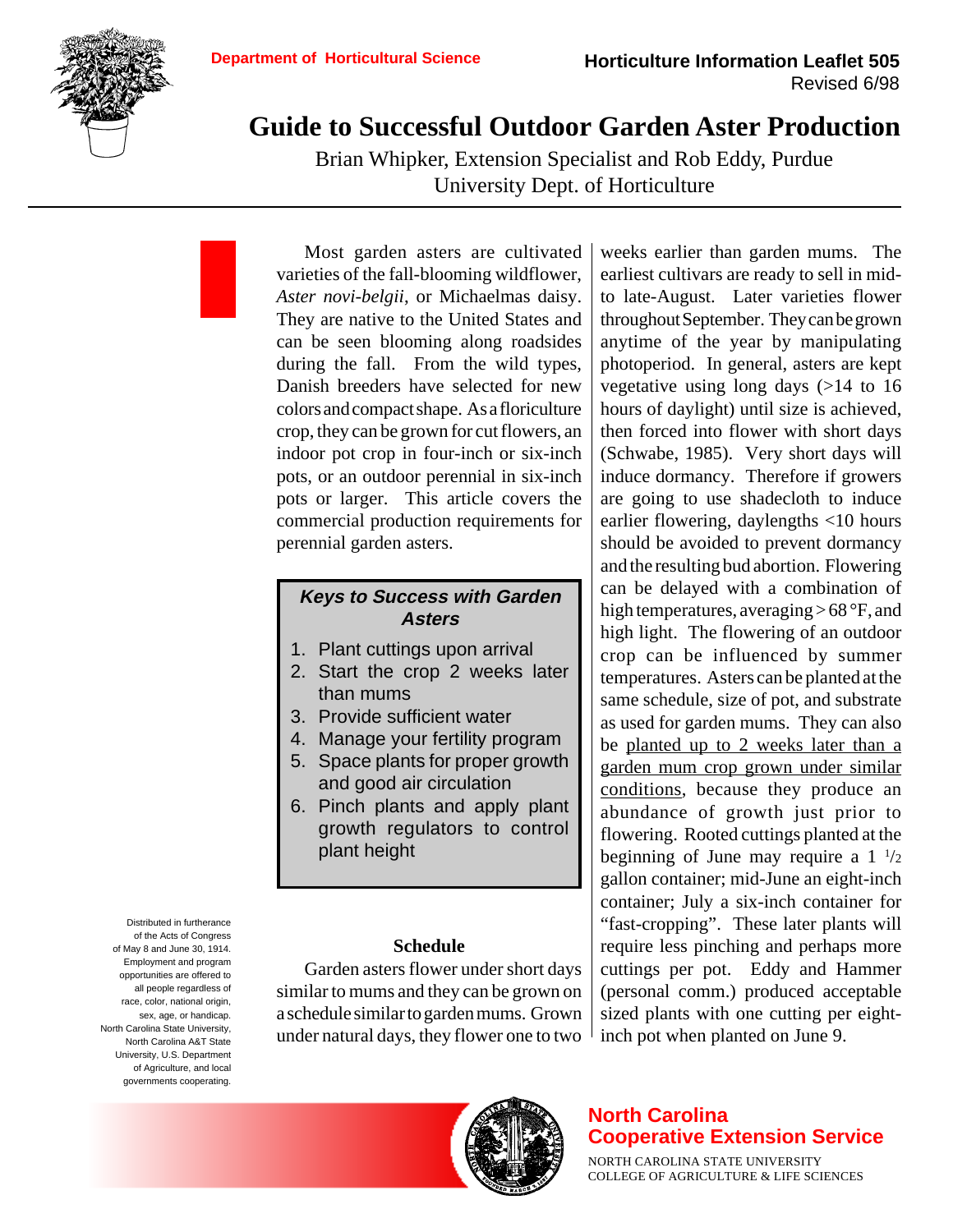Department of Horticultural Science

Horticulture Information Leaflet 505
Revised 6/98

# Guide to Successful Outdoor Garden Aster Production

Brian Whipker, Extension Specialist and Rob Eddy, Purdue University Dept. of Horticulture

Most garden asters are cultivated varieties of the fall-blooming wildflower, *Aster novi-belgii*, or Michaelmas daisy. They are native to the United States and can be seen blooming along roadsides during the fall. From the wild types, Danish breeders have selected for new colors and compact shape. As a floriculture crop, they can be grown for cut flowers, an indoor pot crop in four-inch or six-inch pots, or an outdoor perennial in six-inch pots or larger. This article covers the commercial production requirements for perennial garden asters.

> ***Keys to Success with Garden Asters***
>
> 1. Plant cuttings upon arrival
> 2. Start the crop 2 weeks later than mums
> 3. Provide sufficient water
> 4. Manage your fertility program
> 5. Space plants for proper growth and good air circulation
> 6. Pinch plants and apply plant growth regulators to control plant height

## Schedule

Garden asters flower under short days similar to mums and they can be grown on a schedule similar to garden mums. Grown under natural days, they flower one to two weeks earlier than garden mums. The earliest cultivars are ready to sell in mid- to late-August. Later varieties flower throughout September. They can be grown anytime of the year by manipulating photoperiod. In general, asters are kept vegetative using long days (>14 to 16 hours of daylight) until size is achieved, then forced into flower with short days (Schwabe, 1985). Very short days will induce dormancy. Therefore if growers are going to use shadecloth to induce earlier flowering, daylengths <10 hours should be avoided to prevent dormancy and the resulting bud abortion. Flowering can be delayed with a combination of high temperatures, averaging > 68 °F, and high light. The flowering of an outdoor crop can be influenced by summer temperatures. Asters can be planted at the same schedule, size of pot, and substrate as used for garden mums. They can also be planted up to 2 weeks later than a garden mum crop grown under similar conditions, because they produce an abundance of growth just prior to flowering. Rooted cuttings planted at the beginning of June may require a 1 $^{1}/_{2}$ gallon container; mid-June an eight-inch container; July a six-inch container for "fast-cropping". These later plants will require less pinching and perhaps more cuttings per pot. Eddy and Hammer (personal comm.) produced acceptable sized plants with one cutting per eight-inch pot when planted on June 9.

Distributed in furtherance of the Acts of Congress of May 8 and June 30, 1914. Employment and program opportunities are offered to all people regardless of race, color, national origin, sex, age, or handicap. North Carolina State University, North Carolina A&T State University, U.S. Department of Agriculture, and local governments cooperating.

North Carolina Cooperative Extension Service
NORTH CAROLINA STATE UNIVERSITY
COLLEGE OF AGRICULTURE & LIFE SCIENCES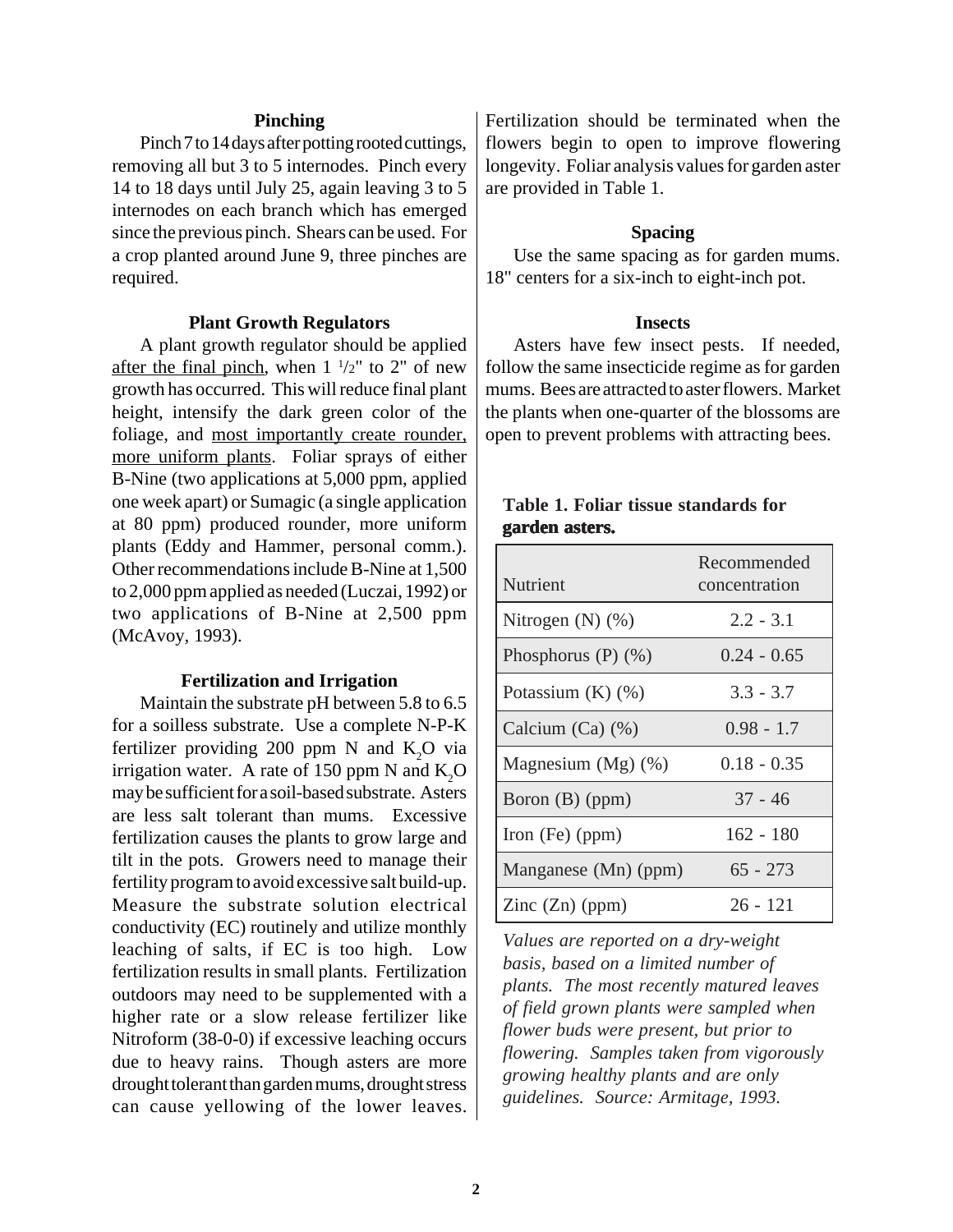### Pinching

Pinch 7 to 14 days after potting rooted cuttings, removing all but 3 to 5 internodes. Pinch every 14 to 18 days until July 25, again leaving 3 to 5 internodes on each branch which has emerged since the previous pinch. Shears can be used. For a crop planted around June 9, three pinches are required.

### Plant Growth Regulators

A plant growth regulator should be applied after the final pinch, when 1 ½" to 2" of new growth has occurred. This will reduce final plant height, intensify the dark green color of the foliage, and most importantly create rounder, more uniform plants. Foliar sprays of either B-Nine (two applications at 5,000 ppm, applied one week apart) or Sumagic (a single application at 80 ppm) produced rounder, more uniform plants (Eddy and Hammer, personal comm.). Other recommendations include B-Nine at 1,500 to 2,000 ppm applied as needed (Luczai, 1992) or two applications of B-Nine at 2,500 ppm (McAvoy, 1993).

### Fertilization and Irrigation

Maintain the substrate pH between 5.8 to 6.5 for a soilless substrate. Use a complete N-P-K fertilizer providing 200 ppm N and $K_2O$ via irrigation water. A rate of 150 ppm N and $K_2O$ may be sufficient for a soil-based substrate. Asters are less salt tolerant than mums. Excessive fertilization causes the plants to grow large and tilt in the pots. Growers need to manage their fertility program to avoid excessive salt build-up. Measure the substrate solution electrical conductivity (EC) routinely and utilize monthly leaching of salts, if EC is too high. Low fertilization results in small plants. Fertilization outdoors may need to be supplemented with a higher rate or a slow release fertilizer like Nitroform (38-0-0) if excessive leaching occurs due to heavy rains. Though asters are more drought tolerant than garden mums, drought stress can cause yellowing of the lower leaves. Fertilization should be terminated when the flowers begin to open to improve flowering longevity. Foliar analysis values for garden aster are provided in Table 1.

### Spacing

Use the same spacing as for garden mums. 18" centers for a six-inch to eight-inch pot.

### Insects

Asters have few insect pests. If needed, follow the same insecticide regime as for garden mums. Bees are attracted to aster flowers. Market the plants when one-quarter of the blossoms are open to prevent problems with attracting bees.

**Table 1. Foliar tissue standards for garden asters.**

| Nutrient | Recommended concentration |
|---|---|
| Nitrogen (N) (%) | 2.2 - 3.1 |
| Phosphorus (P) (%) | 0.24 - 0.65 |
| Potassium (K) (%) | 3.3 - 3.7 |
| Calcium (Ca) (%) | 0.98 - 1.7 |
| Magnesium (Mg) (%) | 0.18 - 0.35 |
| Boron (B) (ppm) | 37 - 46 |
| Iron (Fe) (ppm) | 162 - 180 |
| Manganese (Mn) (ppm) | 65 - 273 |
| Zinc (Zn) (ppm) | 26 - 121 |

*Values are reported on a dry-weight basis, based on a limited number of plants. The most recently matured leaves of field grown plants were sampled when flower buds were present, but prior to flowering. Samples taken from vigorously growing healthy plants and are only guidelines. Source: Armitage, 1993.*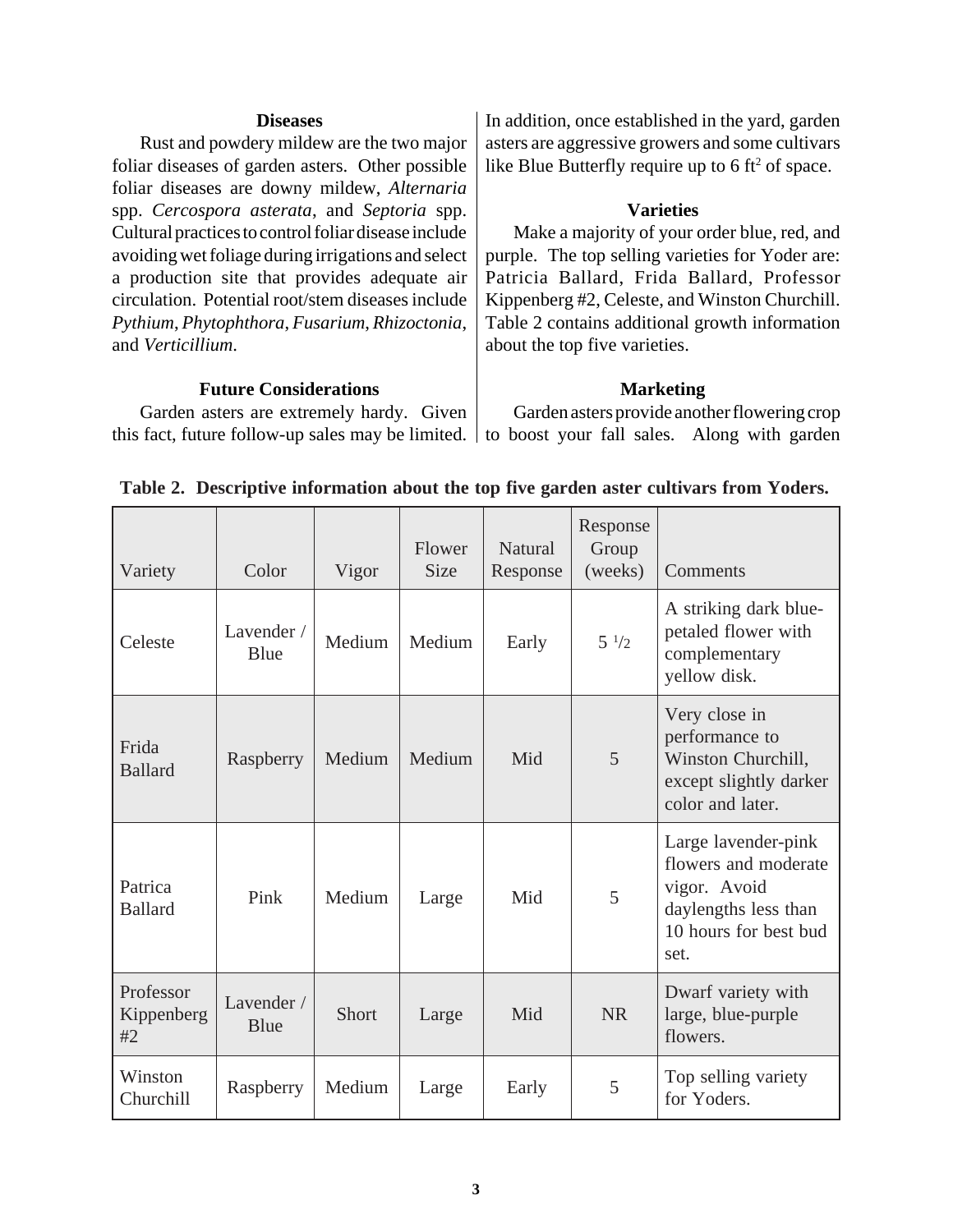### Diseases

Rust and powdery mildew are the two major foliar diseases of garden asters. Other possible foliar diseases are downy mildew, *Alternaria* spp. *Cercospora asterata*, and *Septoria* spp. Cultural practices to control foliar disease include avoiding wet foliage during irrigations and select a production site that provides adequate air circulation. Potential root/stem diseases include *Pythium*, *Phytophthora*, *Fusarium*, *Rhizoctonia*, and *Verticillium*.

### Future Considerations

Garden asters are extremely hardy. Given this fact, future follow-up sales may be limited. In addition, once established in the yard, garden asters are aggressive growers and some cultivars like Blue Butterfly require up to 6 $ft^2$ of space.

### Varieties

Make a majority of your order blue, red, and purple. The top selling varieties for Yoder are: Patricia Ballard, Frida Ballard, Professor Kippenberg #2, Celeste, and Winston Churchill. Table 2 contains additional growth information about the top five varieties.

### Marketing

Garden asters provide another flowering crop to boost your fall sales. Along with garden

**Table 2. Descriptive information about the top five garden aster cultivars from Yoders.**

| Variety | Color | Vigor | Flower Size | Natural Response | Response Group (weeks) | Comments |
|---|---|---|---|---|---|---|
| Celeste | Lavender / Blue | Medium | Medium | Early | 5 1/2 | A striking dark blue-petaled flower with complementary yellow disk. |
| Frida Ballard | Raspberry | Medium | Medium | Mid | 5 | Very close in performance to Winston Churchill, except slightly darker color and later. |
| Patrica Ballard | Pink | Medium | Large | Mid | 5 | Large lavender-pink flowers and moderate vigor. Avoid daylengths less than 10 hours for best bud set. |
| Professor Kippenberg #2 | Lavender / Blue | Short | Large | Mid | NR | Dwarf variety with large, blue-purple flowers. |
| Winston Churchill | Raspberry | Medium | Large | Early | 5 | Top selling variety for Yoders. |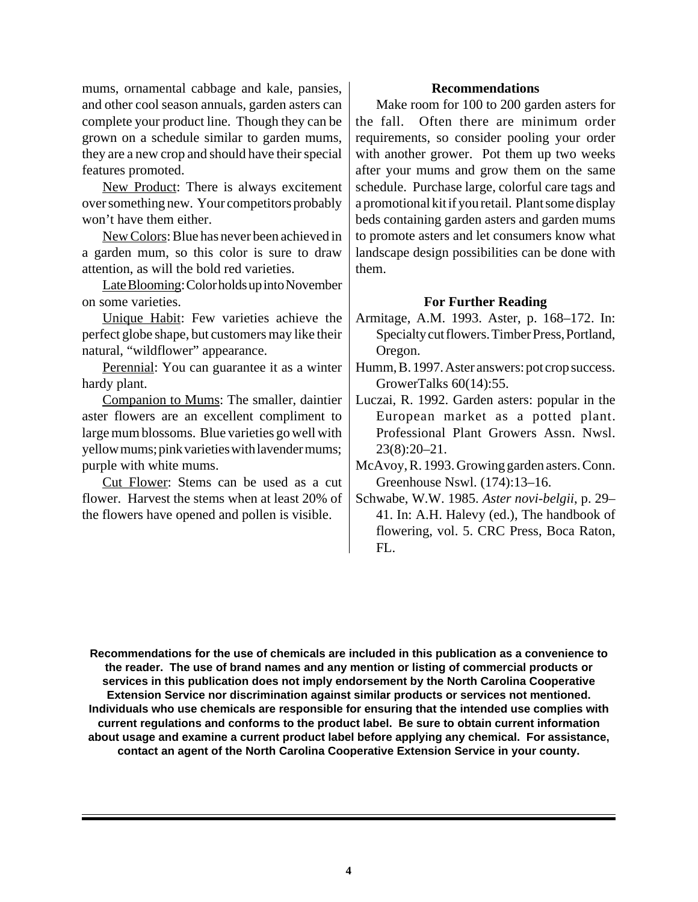mums, ornamental cabbage and kale, pansies, and other cool season annuals, garden asters can complete your product line. Though they can be grown on a schedule similar to garden mums, they are a new crop and should have their special features promoted.

New Product: There is always excitement over something new. Your competitors probably won't have them either.

New Colors: Blue has never been achieved in a garden mum, so this color is sure to draw attention, as will the bold red varieties.

Late Blooming: Color holds up into November on some varieties.

Unique Habit: Few varieties achieve the perfect globe shape, but customers may like their natural, "wildflower" appearance.

Perennial: You can guarantee it as a winter hardy plant.

Companion to Mums: The smaller, daintier aster flowers are an excellent compliment to large mum blossoms. Blue varieties go well with yellow mums; pink varieties with lavender mums; purple with white mums.

Cut Flower: Stems can be used as a cut flower. Harvest the stems when at least 20% of the flowers have opened and pollen is visible.

## Recommendations

Make room for 100 to 200 garden asters for the fall. Often there are minimum order requirements, so consider pooling your order with another grower. Pot them up two weeks after your mums and grow them on the same schedule. Purchase large, colorful care tags and a promotional kit if you retail. Plant some display beds containing garden asters and garden mums to promote asters and let consumers know what landscape design possibilities can be done with them.

## For Further Reading

Armitage, A.M. 1993. Aster, p. 168–172. In: Specialty cut flowers. Timber Press, Portland, Oregon.

Humm, B. 1997. Aster answers: pot crop success. GrowerTalks 60(14):55.

Luczai, R. 1992. Garden asters: popular in the European market as a potted plant. Professional Plant Growers Assn. Nwsl. 23(8):20–21.

McAvoy, R. 1993. Growing garden asters. Conn. Greenhouse Nswl. (174):13–16.

Schwabe, W.W. 1985. *Aster novi-belgii*, p. 29–41. In: A.H. Halevy (ed.), The handbook of flowering, vol. 5. CRC Press, Boca Raton, FL.

**Recommendations for the use of chemicals are included in this publication as a convenience to the reader. The use of brand names and any mention or listing of commercial products or services in this publication does not imply endorsement by the North Carolina Cooperative Extension Service nor discrimination against similar products or services not mentioned. Individuals who use chemicals are responsible for ensuring that the intended use complies with current regulations and conforms to the product label. Be sure to obtain current information about usage and examine a current product label before applying any chemical. For assistance, contact an agent of the North Carolina Cooperative Extension Service in your county.**